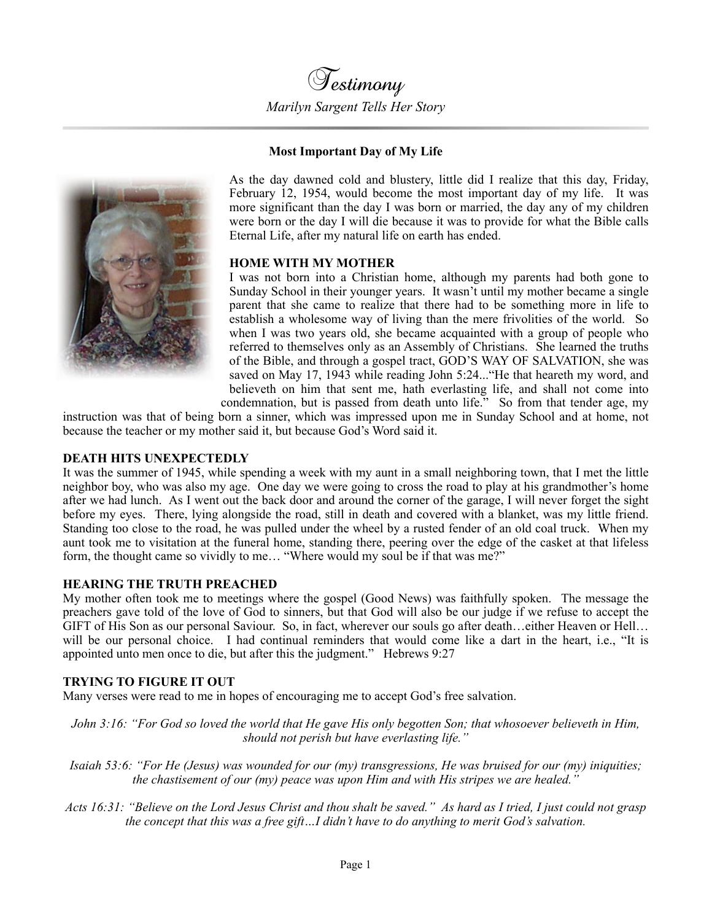# Testimony

*Marilyn Sargent Tells Her Story*

---

**Most Important Day of My Life**

As the day dawned cold and blustery, little did I realize that this day, Friday, February 12, 1954, would become the most important day of my life. It was more significant than the day I was born or married, the day any of my children were born or the day I will die because it was to provide for what the Bible calls Eternal Life, after my natural life on earth has ended.

**HOME WITH MY MOTHER**

I was not born into a Christian home, although my parents had both gone to Sunday School in their younger years. It wasn't until my mother became a single parent that she came to realize that there had to be something more in life to establish a wholesome way of living than the mere frivolities of the world. So when I was two years old, she became acquainted with a group of people who referred to themselves only as an Assembly of Christians. She learned the truths of the Bible, and through a gospel tract, GOD'S WAY OF SALVATION, she was saved on May 17, 1943 while reading John 5:24..."He that heareth my word, and believeth on him that sent me, hath everlasting life, and shall not come into condemnation, but is passed from death unto life." So from that tender age, my instruction was that of being born a sinner, which was impressed upon me in Sunday School and at home, not because the teacher or my mother said it, but because God's Word said it.

**DEATH HITS UNEXPECTEDLY**

It was the summer of 1945, while spending a week with my aunt in a small neighboring town, that I met the little neighbor boy, who was also my age. One day we were going to cross the road to play at his grandmother's home after we had lunch. As I went out the back door and around the corner of the garage, I will never forget the sight before my eyes. There, lying alongside the road, still in death and covered with a blanket, was my little friend. Standing too close to the road, he was pulled under the wheel by a rusted fender of an old coal truck. When my aunt took me to visitation at the funeral home, standing there, peering over the edge of the casket at that lifeless form, the thought came so vividly to me… "Where would my soul be if that was me?"

**HEARING THE TRUTH PREACHED**

My mother often took me to meetings where the gospel (Good News) was faithfully spoken. The message the preachers gave told of the love of God to sinners, but that God will also be our judge if we refuse to accept the GIFT of His Son as our personal Saviour. So, in fact, wherever our souls go after death…either Heaven or Hell… will be our personal choice. I had continual reminders that would come like a dart in the heart, i.e., "It is appointed unto men once to die, but after this the judgment." Hebrews 9:27

**TRYING TO FIGURE IT OUT**

Many verses were read to me in hopes of encouraging me to accept God's free salvation.

*John 3:16: "For God so loved the world that He gave His only begotten Son; that whosoever believeth in Him, should not perish but have everlasting life."*

*Isaiah 53:6: "For He (Jesus) was wounded for our (my) transgressions, He was bruised for our (my) iniquities; the chastisement of our (my) peace was upon Him and with His stripes we are healed."*

*Acts 16:31: "Believe on the Lord Jesus Christ and thou shalt be saved." As hard as I tried, I just could not grasp the concept that this was a free gift…I didn't have to do anything to merit God's salvation.*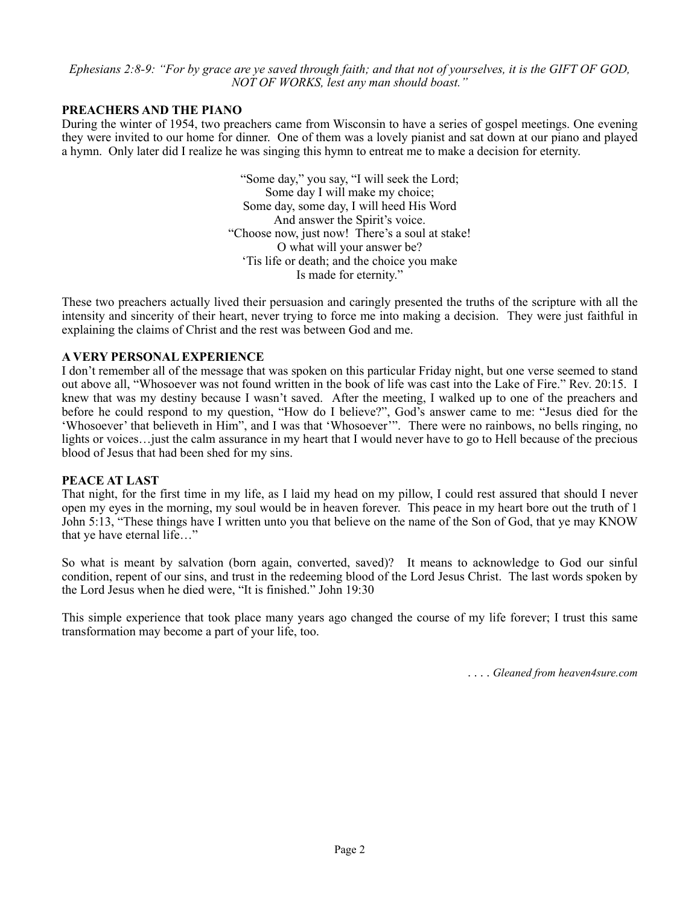*Ephesians 2:8-9: "For by grace are ye saved through faith; and that not of yourselves, it is the GIFT OF GOD, NOT OF WORKS, lest any man should boast."*

**PREACHERS AND THE PIANO**

During the winter of 1954, two preachers came from Wisconsin to have a series of gospel meetings. One evening they were invited to our home for dinner. One of them was a lovely pianist and sat down at our piano and played a hymn. Only later did I realize he was singing this hymn to entreat me to make a decision for eternity.

"Some day," you say, "I will seek the Lord;
Some day I will make my choice;
Some day, some day, I will heed His Word
And answer the Spirit's voice.
"Choose now, just now! There's a soul at stake!
O what will your answer be?
'Tis life or death; and the choice you make
Is made for eternity."

These two preachers actually lived their persuasion and caringly presented the truths of the scripture with all the intensity and sincerity of their heart, never trying to force me into making a decision. They were just faithful in explaining the claims of Christ and the rest was between God and me.

**A VERY PERSONAL EXPERIENCE**

I don't remember all of the message that was spoken on this particular Friday night, but one verse seemed to stand out above all, "Whosoever was not found written in the book of life was cast into the Lake of Fire." Rev. 20:15. I knew that was my destiny because I wasn't saved. After the meeting, I walked up to one of the preachers and before he could respond to my question, "How do I believe?", God's answer came to me: "Jesus died for the 'Whosoever' that believeth in Him", and I was that 'Whosoever'". There were no rainbows, no bells ringing, no lights or voices…just the calm assurance in my heart that I would never have to go to Hell because of the precious blood of Jesus that had been shed for my sins.

**PEACE AT LAST**

That night, for the first time in my life, as I laid my head on my pillow, I could rest assured that should I never open my eyes in the morning, my soul would be in heaven forever. This peace in my heart bore out the truth of 1 John 5:13, "These things have I written unto you that believe on the name of the Son of God, that ye may KNOW that ye have eternal life…"

So what is meant by salvation (born again, converted, saved)? It means to acknowledge to God our sinful condition, repent of our sins, and trust in the redeeming blood of the Lord Jesus Christ. The last words spoken by the Lord Jesus when he died were, "It is finished." John 19:30

This simple experience that took place many years ago changed the course of my life forever; I trust this same transformation may become a part of your life, too.

. . . . *Gleaned from heaven4sure.com*